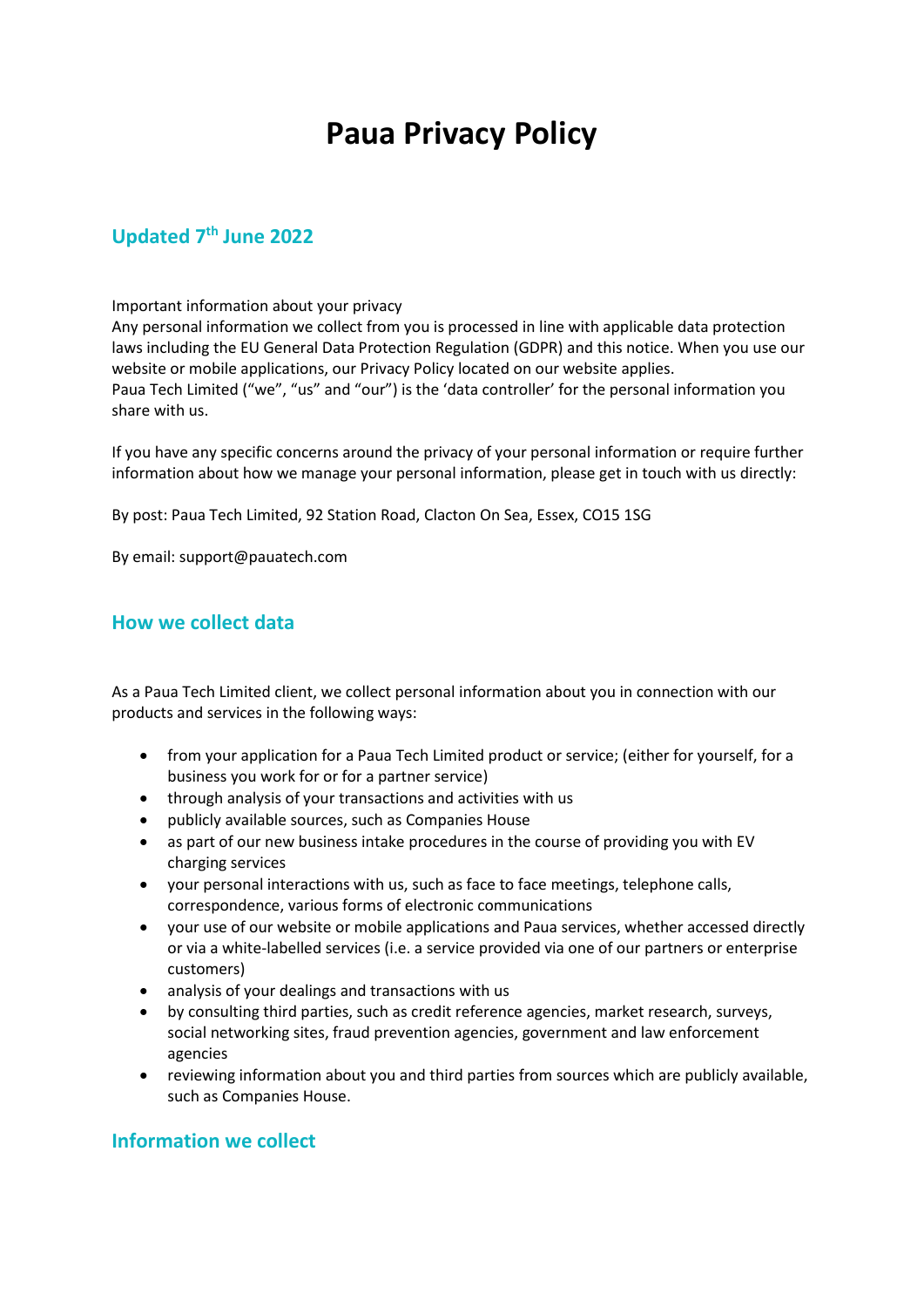# Paua Privacy Policy

## Updated 7th June 2022

Important information about your privacy
Any personal information we collect from you is processed in line with applicable data protection laws including the EU General Data Protection Regulation (GDPR) and this notice. When you use our website or mobile applications, our Privacy Policy located on our website applies.
Paua Tech Limited ("we", "us" and "our") is the 'data controller' for the personal information you share with us.

If you have any specific concerns around the privacy of your personal information or require further information about how we manage your personal information, please get in touch with us directly:

By post: Paua Tech Limited, 92 Station Road, Clacton On Sea, Essex, CO15 1SG

By email: support@pauatech.com

## How we collect data

As a Paua Tech Limited client, we collect personal information about you in connection with our products and services in the following ways:

- from your application for a Paua Tech Limited product or service; (either for yourself, for a business you work for or for a partner service)
- through analysis of your transactions and activities with us
- publicly available sources, such as Companies House
- as part of our new business intake procedures in the course of providing you with EV charging services
- your personal interactions with us, such as face to face meetings, telephone calls, correspondence, various forms of electronic communications
- your use of our website or mobile applications and Paua services, whether accessed directly or via a white-labelled services (i.e. a service provided via one of our partners or enterprise customers)
- analysis of your dealings and transactions with us
- by consulting third parties, such as credit reference agencies, market research, surveys, social networking sites, fraud prevention agencies, government and law enforcement agencies
- reviewing information about you and third parties from sources which are publicly available, such as Companies House.

## Information we collect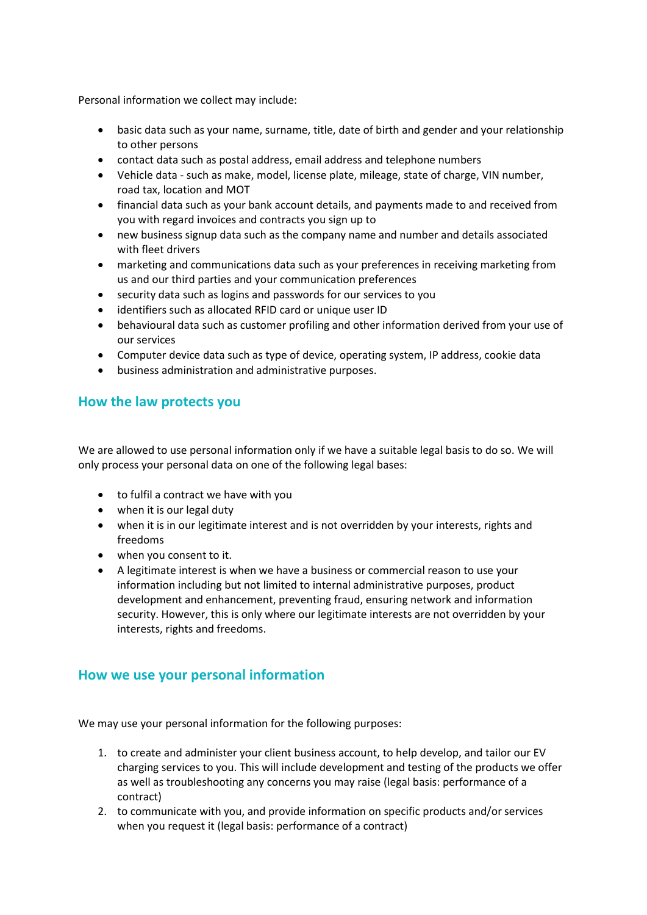Personal information we collect may include:

- basic data such as your name, surname, title, date of birth and gender and your relationship to other persons
- contact data such as postal address, email address and telephone numbers
- Vehicle data - such as make, model, license plate, mileage, state of charge, VIN number, road tax, location and MOT
- financial data such as your bank account details, and payments made to and received from you with regard invoices and contracts you sign up to
- new business signup data such as the company name and number and details associated with fleet drivers
- marketing and communications data such as your preferences in receiving marketing from us and our third parties and your communication preferences
- security data such as logins and passwords for our services to you
- identifiers such as allocated RFID card or unique user ID
- behavioural data such as customer profiling and other information derived from your use of our services
- Computer device data such as type of device, operating system, IP address, cookie data
- business administration and administrative purposes.

## How the law protects you

We are allowed to use personal information only if we have a suitable legal basis to do so. We will only process your personal data on one of the following legal bases:

- to fulfil a contract we have with you
- when it is our legal duty
- when it is in our legitimate interest and is not overridden by your interests, rights and freedoms
- when you consent to it.
- A legitimate interest is when we have a business or commercial reason to use your information including but not limited to internal administrative purposes, product development and enhancement, preventing fraud, ensuring network and information security. However, this is only where our legitimate interests are not overridden by your interests, rights and freedoms.

## How we use your personal information

We may use your personal information for the following purposes:

1. to create and administer your client business account, to help develop, and tailor our EV charging services to you. This will include development and testing of the products we offer as well as troubleshooting any concerns you may raise (legal basis: performance of a contract)
2. to communicate with you, and provide information on specific products and/or services when you request it (legal basis: performance of a contract)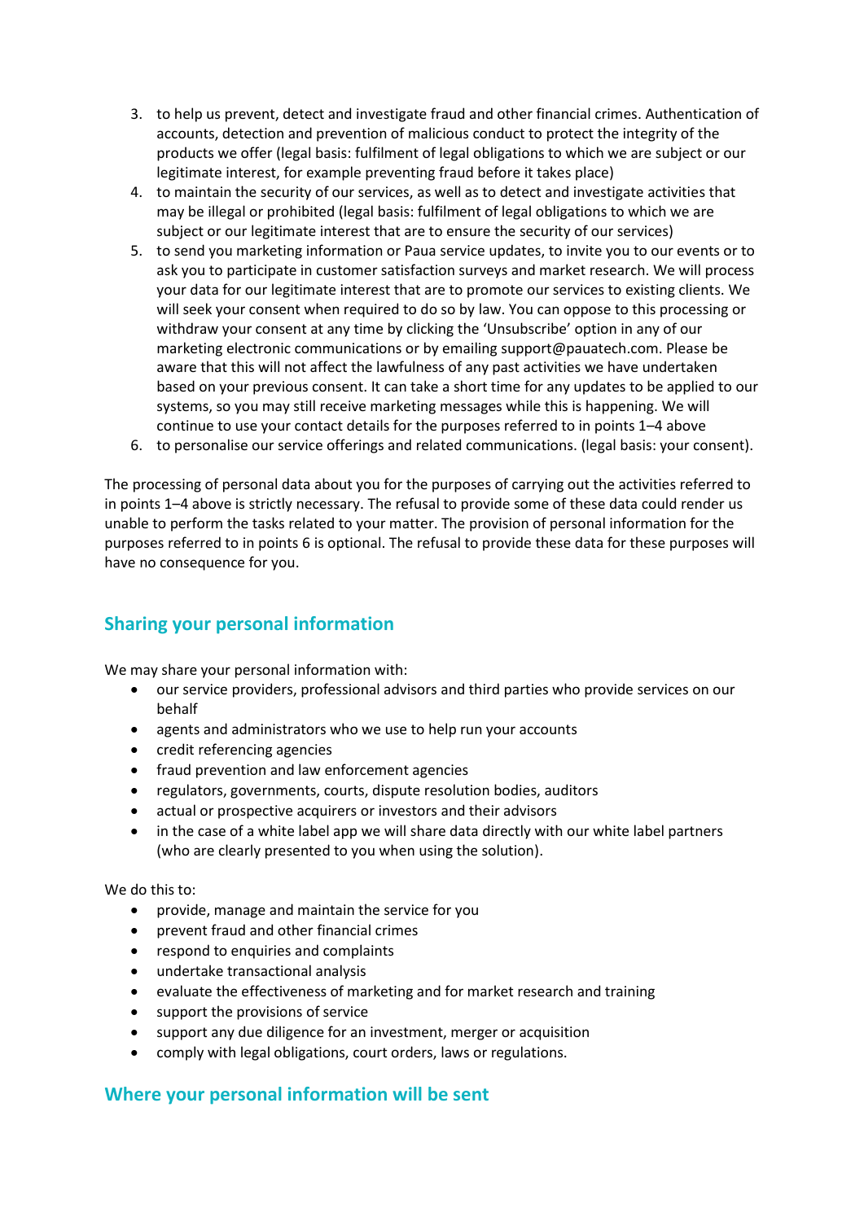3. to help us prevent, detect and investigate fraud and other financial crimes. Authentication of accounts, detection and prevention of malicious conduct to protect the integrity of the products we offer (legal basis: fulfilment of legal obligations to which we are subject or our legitimate interest, for example preventing fraud before it takes place)
4. to maintain the security of our services, as well as to detect and investigate activities that may be illegal or prohibited (legal basis: fulfilment of legal obligations to which we are subject or our legitimate interest that are to ensure the security of our services)
5. to send you marketing information or Paua service updates, to invite you to our events or to ask you to participate in customer satisfaction surveys and market research. We will process your data for our legitimate interest that are to promote our services to existing clients. We will seek your consent when required to do so by law. You can oppose to this processing or withdraw your consent at any time by clicking the 'Unsubscribe' option in any of our marketing electronic communications or by emailing support@pauatech.com. Please be aware that this will not affect the lawfulness of any past activities we have undertaken based on your previous consent. It can take a short time for any updates to be applied to our systems, so you may still receive marketing messages while this is happening. We will continue to use your contact details for the purposes referred to in points 1–4 above
6. to personalise our service offerings and related communications. (legal basis: your consent).

The processing of personal data about you for the purposes of carrying out the activities referred to in points 1–4 above is strictly necessary. The refusal to provide some of these data could render us unable to perform the tasks related to your matter. The provision of personal information for the purposes referred to in points 6 is optional. The refusal to provide these data for these purposes will have no consequence for you.

## Sharing your personal information

We may share your personal information with:

- our service providers, professional advisors and third parties who provide services on our behalf
- agents and administrators who we use to help run your accounts
- credit referencing agencies
- fraud prevention and law enforcement agencies
- regulators, governments, courts, dispute resolution bodies, auditors
- actual or prospective acquirers or investors and their advisors
- in the case of a white label app we will share data directly with our white label partners (who are clearly presented to you when using the solution).

We do this to:

- provide, manage and maintain the service for you
- prevent fraud and other financial crimes
- respond to enquiries and complaints
- undertake transactional analysis
- evaluate the effectiveness of marketing and for market research and training
- support the provisions of service
- support any due diligence for an investment, merger or acquisition
- comply with legal obligations, court orders, laws or regulations.

## Where your personal information will be sent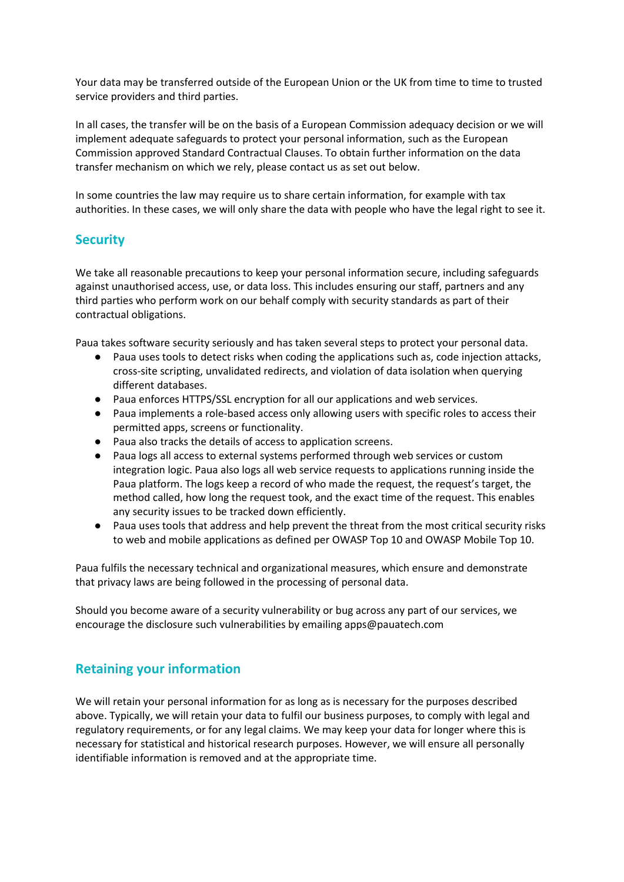Your data may be transferred outside of the European Union or the UK from time to time to trusted service providers and third parties.

In all cases, the transfer will be on the basis of a European Commission adequacy decision or we will implement adequate safeguards to protect your personal information, such as the European Commission approved Standard Contractual Clauses. To obtain further information on the data transfer mechanism on which we rely, please contact us as set out below.

In some countries the law may require us to share certain information, for example with tax authorities. In these cases, we will only share the data with people who have the legal right to see it.

## Security

We take all reasonable precautions to keep your personal information secure, including safeguards against unauthorised access, use, or data loss. This includes ensuring our staff, partners and any third parties who perform work on our behalf comply with security standards as part of their contractual obligations.

Paua takes software security seriously and has taken several steps to protect your personal data.

- Paua uses tools to detect risks when coding the applications such as, code injection attacks, cross-site scripting, unvalidated redirects, and violation of data isolation when querying different databases.
- Paua enforces HTTPS/SSL encryption for all our applications and web services.
- Paua implements a role-based access only allowing users with specific roles to access their permitted apps, screens or functionality.
- Paua also tracks the details of access to application screens.
- Paua logs all access to external systems performed through web services or custom integration logic. Paua also logs all web service requests to applications running inside the Paua platform. The logs keep a record of who made the request, the request's target, the method called, how long the request took, and the exact time of the request. This enables any security issues to be tracked down efficiently.
- Paua uses tools that address and help prevent the threat from the most critical security risks to web and mobile applications as defined per OWASP Top 10 and OWASP Mobile Top 10.

Paua fulfils the necessary technical and organizational measures, which ensure and demonstrate that privacy laws are being followed in the processing of personal data.

Should you become aware of a security vulnerability or bug across any part of our services, we encourage the disclosure such vulnerabilities by emailing apps@pauatech.com

## Retaining your information

We will retain your personal information for as long as is necessary for the purposes described above. Typically, we will retain your data to fulfil our business purposes, to comply with legal and regulatory requirements, or for any legal claims. We may keep your data for longer where this is necessary for statistical and historical research purposes. However, we will ensure all personally identifiable information is removed and at the appropriate time.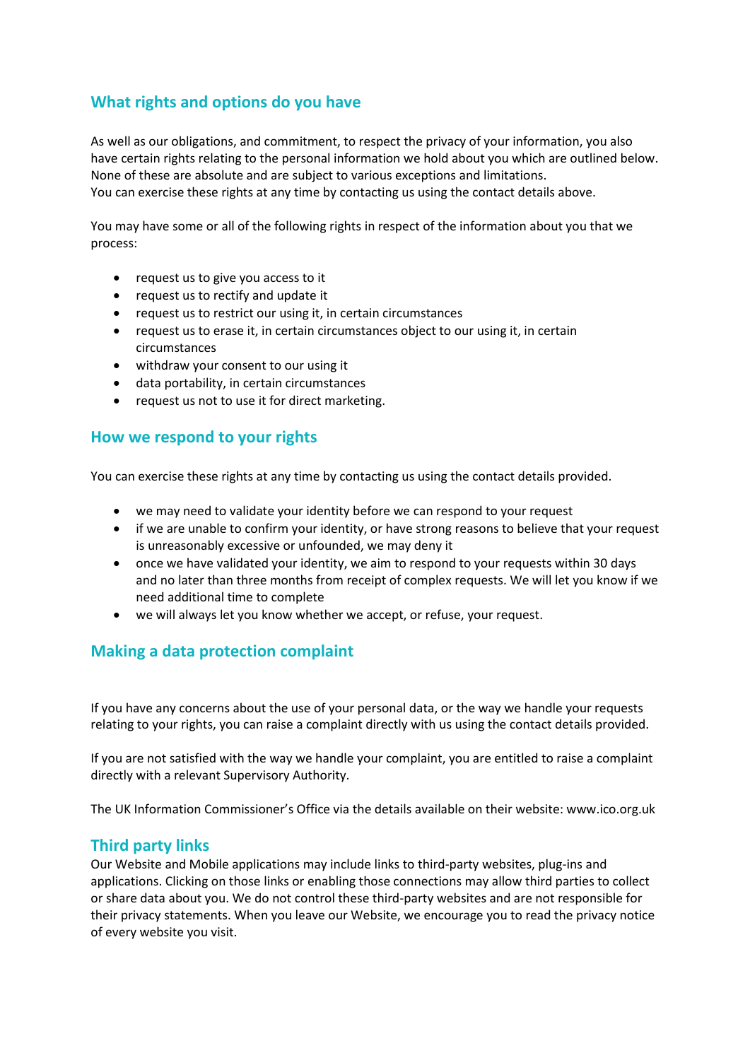## What rights and options do you have

As well as our obligations, and commitment, to respect the privacy of your information, you also have certain rights relating to the personal information we hold about you which are outlined below. None of these are absolute and are subject to various exceptions and limitations.
You can exercise these rights at any time by contacting us using the contact details above.

You may have some or all of the following rights in respect of the information about you that we process:

- request us to give you access to it
- request us to rectify and update it
- request us to restrict our using it, in certain circumstances
- request us to erase it, in certain circumstances object to our using it, in certain circumstances
- withdraw your consent to our using it
- data portability, in certain circumstances
- request us not to use it for direct marketing.

## How we respond to your rights

You can exercise these rights at any time by contacting us using the contact details provided.

- we may need to validate your identity before we can respond to your request
- if we are unable to confirm your identity, or have strong reasons to believe that your request is unreasonably excessive or unfounded, we may deny it
- once we have validated your identity, we aim to respond to your requests within 30 days and no later than three months from receipt of complex requests. We will let you know if we need additional time to complete
- we will always let you know whether we accept, or refuse, your request.

## Making a data protection complaint

If you have any concerns about the use of your personal data, or the way we handle your requests relating to your rights, you can raise a complaint directly with us using the contact details provided.

If you are not satisfied with the way we handle your complaint, you are entitled to raise a complaint directly with a relevant Supervisory Authority.

The UK Information Commissioner's Office via the details available on their website: www.ico.org.uk

## Third party links

Our Website and Mobile applications may include links to third-party websites, plug-ins and applications. Clicking on those links or enabling those connections may allow third parties to collect or share data about you. We do not control these third-party websites and are not responsible for their privacy statements. When you leave our Website, we encourage you to read the privacy notice of every website you visit.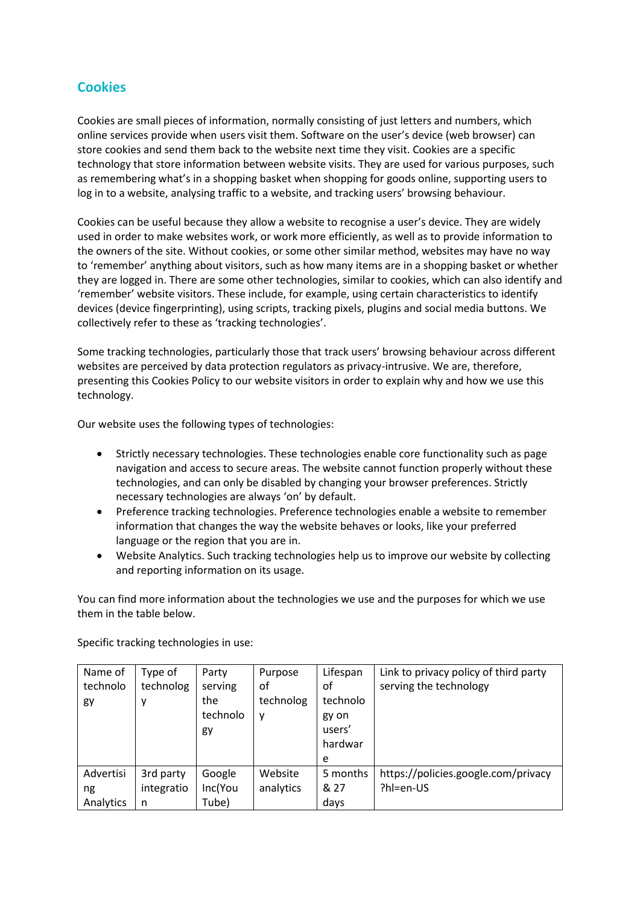## Cookies

Cookies are small pieces of information, normally consisting of just letters and numbers, which online services provide when users visit them. Software on the user's device (web browser) can store cookies and send them back to the website next time they visit. Cookies are a specific technology that store information between website visits. They are used for various purposes, such as remembering what's in a shopping basket when shopping for goods online, supporting users to log in to a website, analysing traffic to a website, and tracking users' browsing behaviour.

Cookies can be useful because they allow a website to recognise a user's device. They are widely used in order to make websites work, or work more efficiently, as well as to provide information to the owners of the site. Without cookies, or some other similar method, websites may have no way to 'remember' anything about visitors, such as how many items are in a shopping basket or whether they are logged in. There are some other technologies, similar to cookies, which can also identify and 'remember' website visitors. These include, for example, using certain characteristics to identify devices (device fingerprinting), using scripts, tracking pixels, plugins and social media buttons. We collectively refer to these as 'tracking technologies'.

Some tracking technologies, particularly those that track users' browsing behaviour across different websites are perceived by data protection regulators as privacy-intrusive. We are, therefore, presenting this Cookies Policy to our website visitors in order to explain why and how we use this technology.

Our website uses the following types of technologies:

- Strictly necessary technologies. These technologies enable core functionality such as page navigation and access to secure areas. The website cannot function properly without these technologies, and can only be disabled by changing your browser preferences. Strictly necessary technologies are always 'on' by default.
- Preference tracking technologies. Preference technologies enable a website to remember information that changes the way the website behaves or looks, like your preferred language or the region that you are in.
- Website Analytics. Such tracking technologies help us to improve our website by collecting and reporting information on its usage.

You can find more information about the technologies we use and the purposes for which we use them in the table below.

Specific tracking technologies in use:

| Name of technology | Type of technology | Party serving the technology | Purpose of technology | Lifespan of technology on users' hardware | Link to privacy policy of third party serving the technology |
|---|---|---|---|---|---|
| Advertising Analytics | 3rd party integration | Google Inc(YouTube) | Website analytics | 5 months & 27 days | https://policies.google.com/privacy?hl=en-US |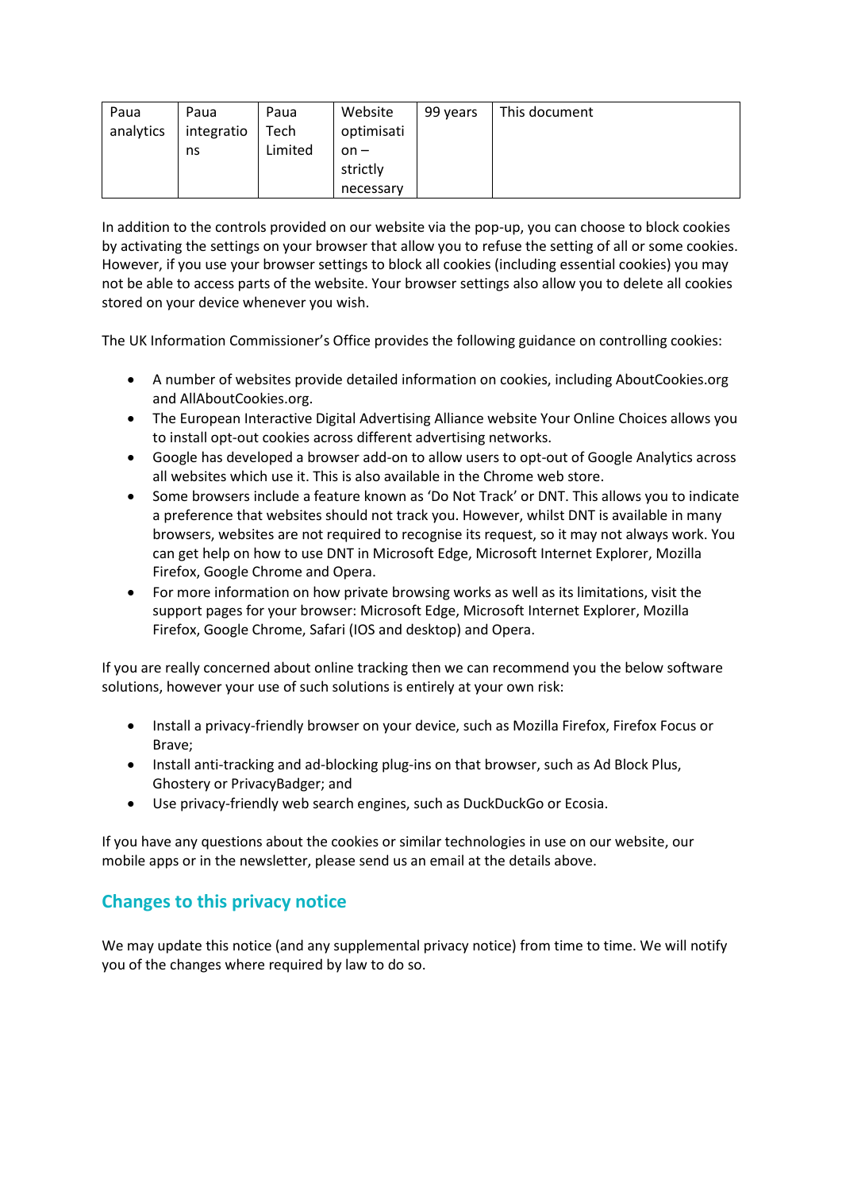| | | | | | |
|---|---|---|---|---|---|
| Paua analytics | Paua integrations | Paua Tech Limited | Website optimisation – strictly necessary | 99 years | This document |

In addition to the controls provided on our website via the pop-up, you can choose to block cookies by activating the settings on your browser that allow you to refuse the setting of all or some cookies. However, if you use your browser settings to block all cookies (including essential cookies) you may not be able to access parts of the website. Your browser settings also allow you to delete all cookies stored on your device whenever you wish.

The UK Information Commissioner's Office provides the following guidance on controlling cookies:

- A number of websites provide detailed information on cookies, including AboutCookies.org and AllAboutCookies.org.
- The European Interactive Digital Advertising Alliance website Your Online Choices allows you to install opt-out cookies across different advertising networks.
- Google has developed a browser add-on to allow users to opt-out of Google Analytics across all websites which use it. This is also available in the Chrome web store.
- Some browsers include a feature known as 'Do Not Track' or DNT. This allows you to indicate a preference that websites should not track you. However, whilst DNT is available in many browsers, websites are not required to recognise its request, so it may not always work. You can get help on how to use DNT in Microsoft Edge, Microsoft Internet Explorer, Mozilla Firefox, Google Chrome and Opera.
- For more information on how private browsing works as well as its limitations, visit the support pages for your browser: Microsoft Edge, Microsoft Internet Explorer, Mozilla Firefox, Google Chrome, Safari (IOS and desktop) and Opera.

If you are really concerned about online tracking then we can recommend you the below software solutions, however your use of such solutions is entirely at your own risk:

- Install a privacy-friendly browser on your device, such as Mozilla Firefox, Firefox Focus or Brave;
- Install anti-tracking and ad-blocking plug-ins on that browser, such as Ad Block Plus, Ghostery or PrivacyBadger; and
- Use privacy-friendly web search engines, such as DuckDuckGo or Ecosia.

If you have any questions about the cookies or similar technologies in use on our website, our mobile apps or in the newsletter, please send us an email at the details above.

## Changes to this privacy notice

We may update this notice (and any supplemental privacy notice) from time to time. We will notify you of the changes where required by law to do so.